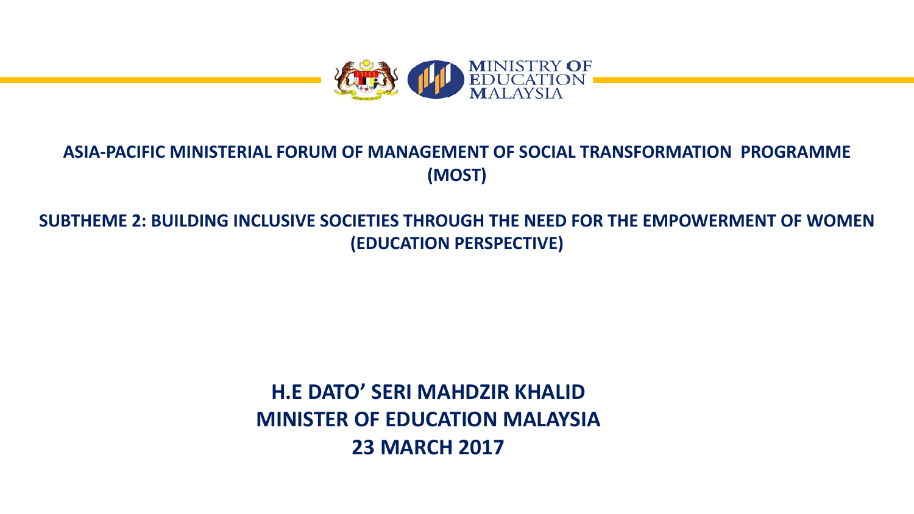MINISTRY OF EDUCATION MALAYSIA

# ASIA-PACIFIC MINISTERIAL FORUM OF MANAGEMENT OF SOCIAL TRANSFORMATION PROGRAMME (MOST)

## SUBTHEME 2: BUILDING INCLUSIVE SOCIETIES THROUGH THE NEED FOR THE EMPOWERMENT OF WOMEN (EDUCATION PERSPECTIVE)

**H.E DATO' SERI MAHDZIR KHALID**
**MINISTER OF EDUCATION MALAYSIA**
**23 MARCH 2017**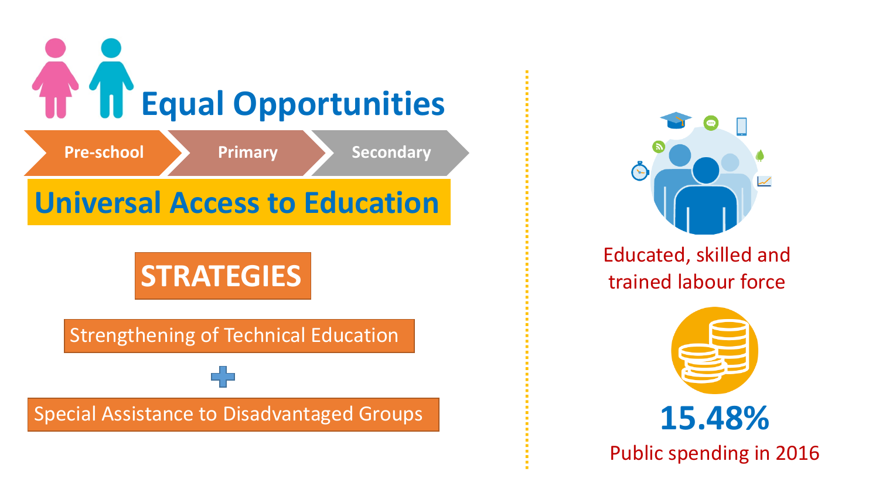# Equal Opportunities

Pre-school → Primary → Secondary

## Universal Access to Education

### STRATEGIES

Strengthening of Technical Education

+

Special Assistance to Disadvantaged Groups

Educated, skilled and trained labour force

**15.48%**

Public spending in 2016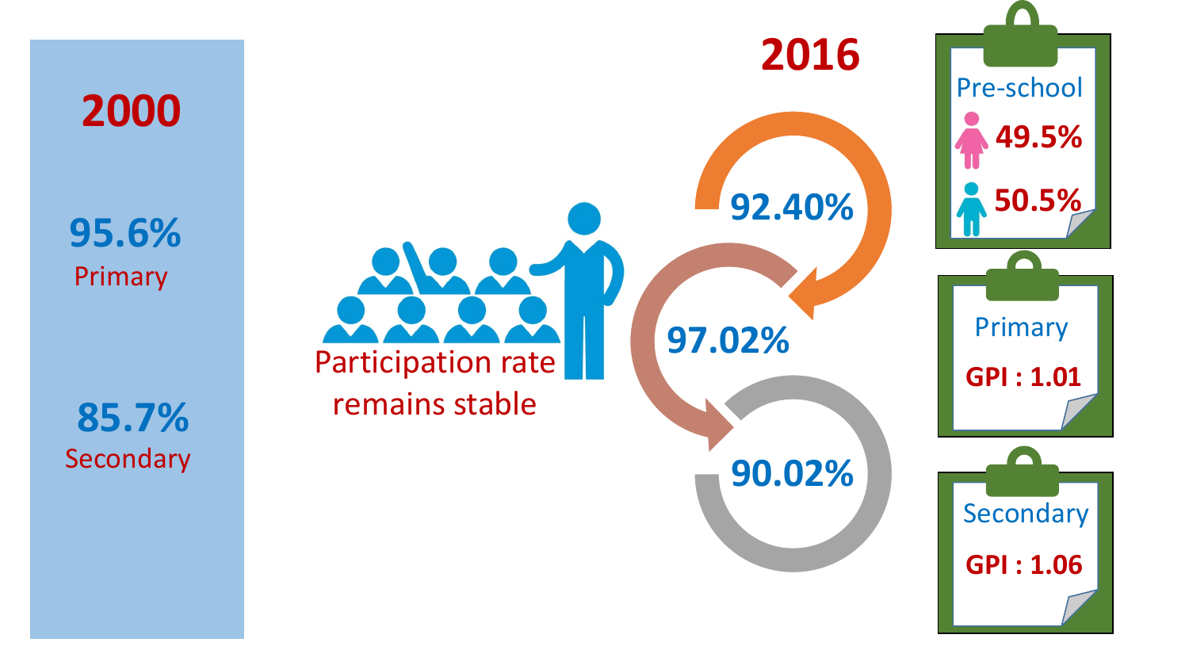## 2000

**95.6%**
Primary

**85.7%**
Secondary

Participation rate remains stable

## 2016

**92.40%**

**97.02%**

**90.02%**

**Pre-school**
- 49.5%
- 50.5%

**Primary**
GPI : 1.01

**Secondary**
GPI : 1.06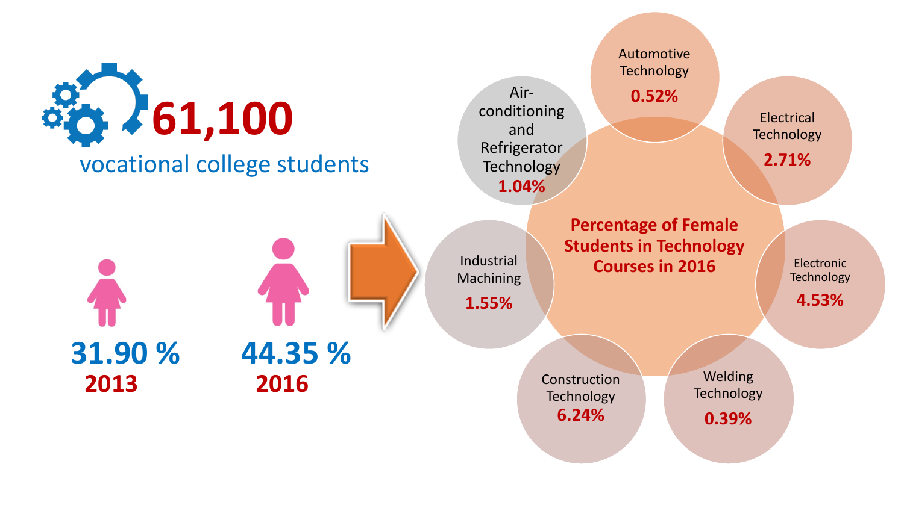# 61,100

vocational college students

| Year | Percentage |
| --- | --- |
| 2013 | 31.90 % |
| 2016 | 44.35 % |

## Percentage of Female Students in Technology Courses in 2016

| Course | Percentage |
| --- | --- |
| Automotive Technology | 0.52% |
| Electrical Technology | 2.71% |
| Electronic Technology | 4.53% |
| Welding Technology | 0.39% |
| Construction Technology | 6.24% |
| Industrial Machining | 1.55% |
| Air-conditioning and Refrigerator Technology | 1.04% |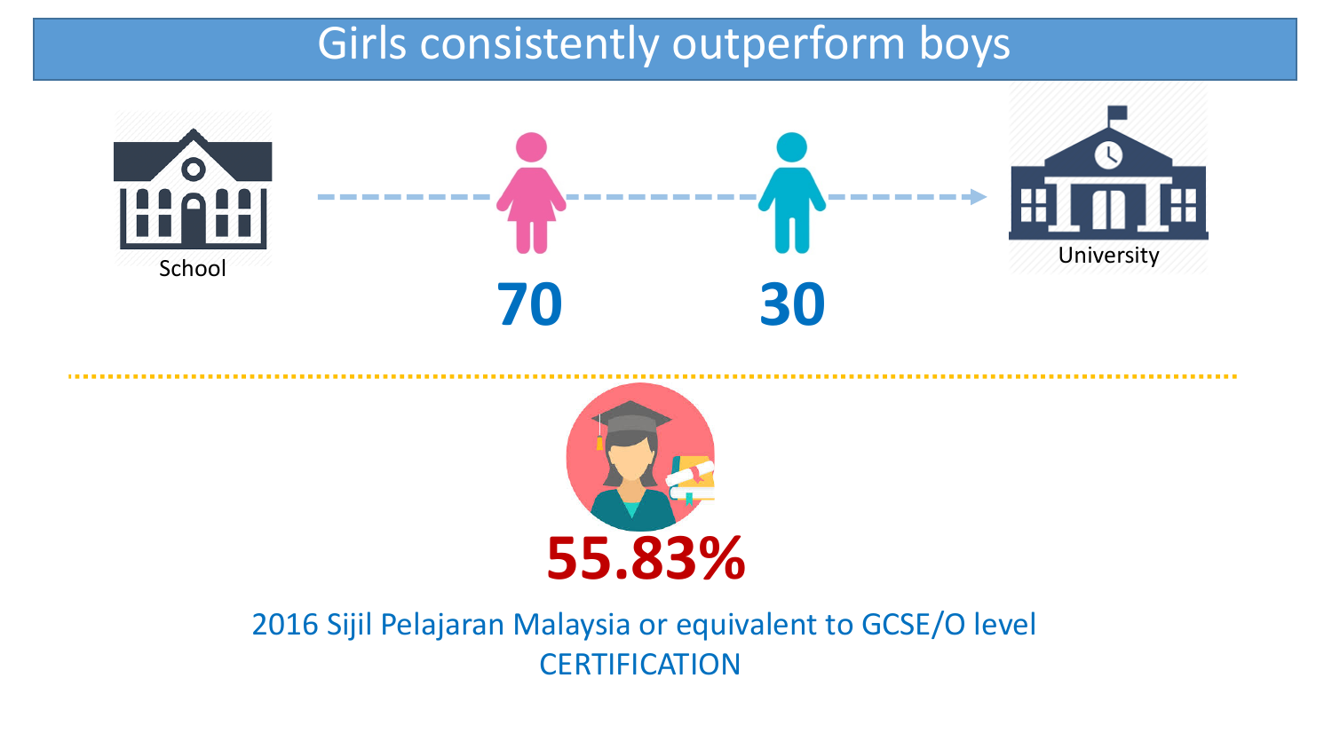# Girls consistently outperform boys

School

70

30

University

55.83%

2016 Sijil Pelajaran Malaysia or equivalent to GCSE/O level CERTIFICATION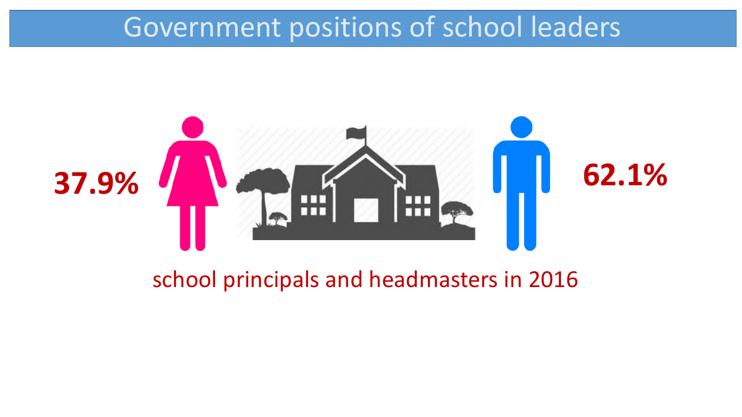# Government positions of school leaders

37.9%

62.1%

school principals and headmasters in 2016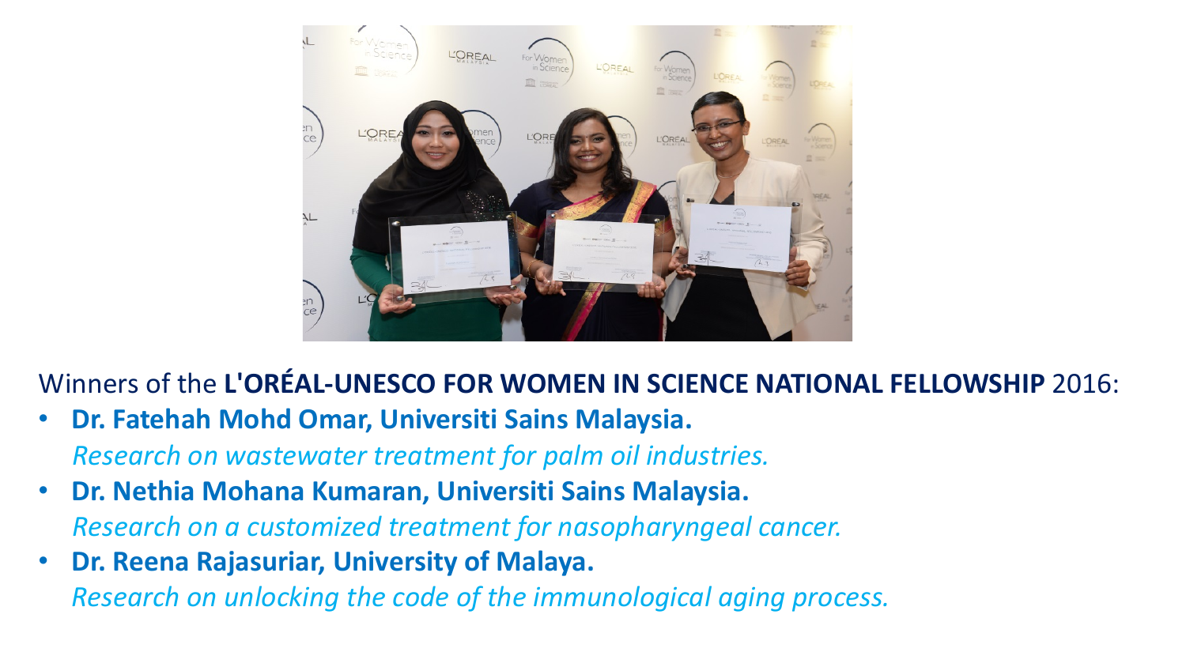Winners of the **L'ORÉAL-UNESCO FOR WOMEN IN SCIENCE NATIONAL FELLOWSHIP** 2016:

- **Dr. Fatehah Mohd Omar, Universiti Sains Malaysia.**
  *Research on wastewater treatment for palm oil industries.*
- **Dr. Nethia Mohana Kumaran, Universiti Sains Malaysia.**
  *Research on a customized treatment for nasopharyngeal cancer.*
- **Dr. Reena Rajasuriar, University of Malaya.**
  *Research on unlocking the code of the immunological aging process.*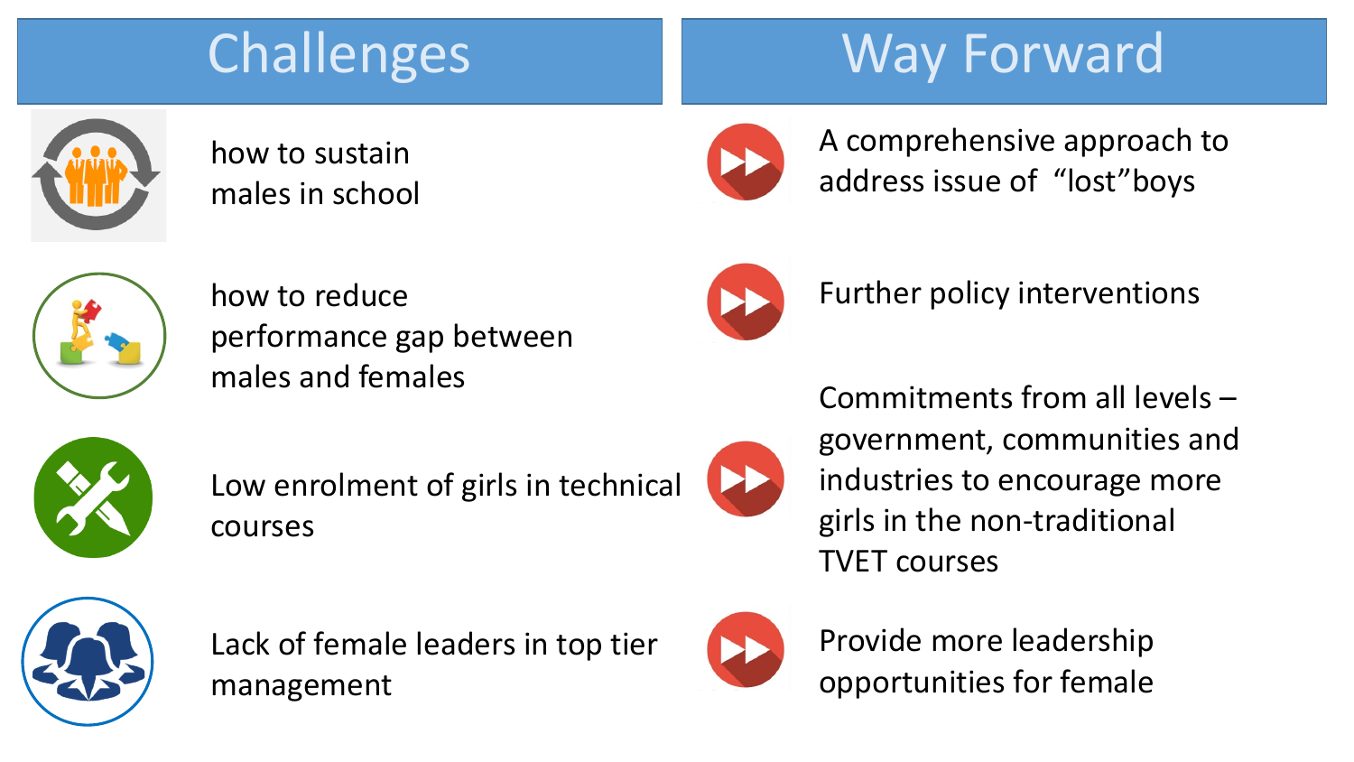| Challenges | Way Forward |
| --- | --- |
| how to sustain males in school | A comprehensive approach to address issue of "lost"boys |
| how to reduce performance gap between males and females | Further policy interventions |
| Low enrolment of girls in technical courses | Commitments from all levels – government, communities and industries to encourage more girls in the non-traditional TVET courses |
| Lack of female leaders in top tier management | Provide more leadership opportunities for female |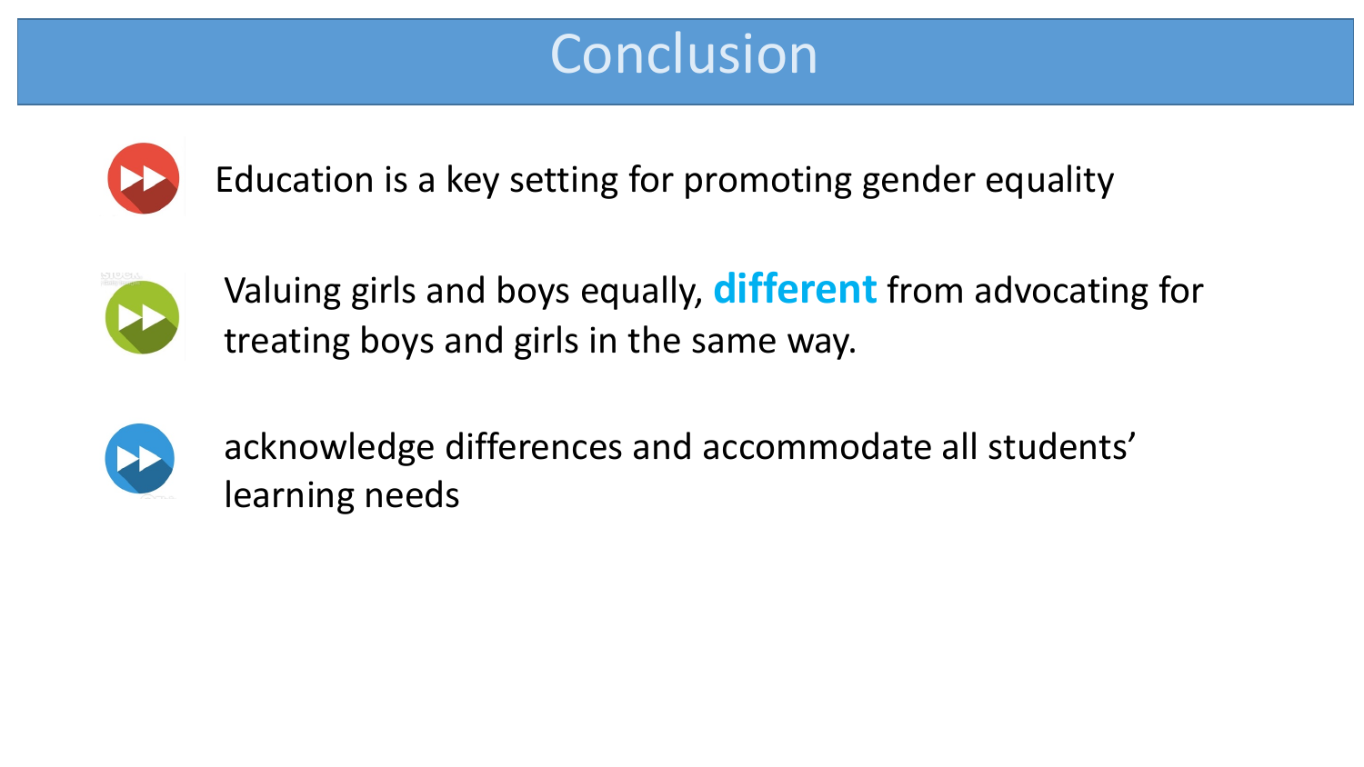# Conclusion

- Education is a key setting for promoting gender equality
- Valuing girls and boys equally, **different** from advocating for treating boys and girls in the same way.
- acknowledge differences and accommodate all students' learning needs